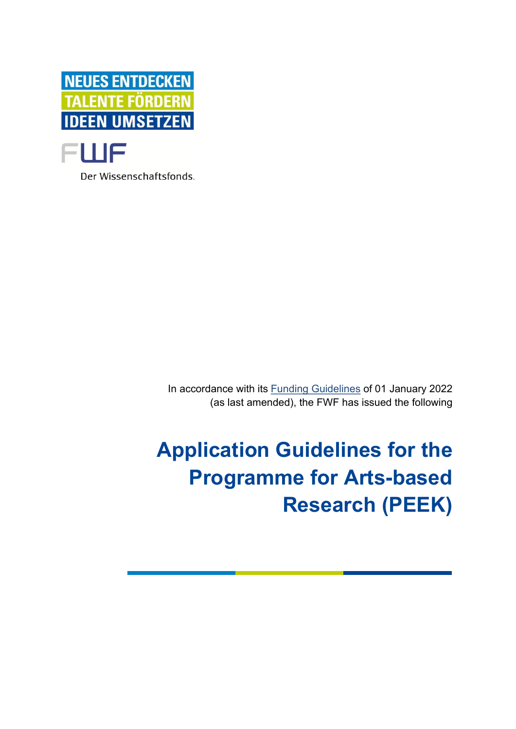NEUES ENTDECKEN
TALENTE FÖRDERN
IDEEN UMSETZEN

FWF

Der Wissenschaftsfonds.

In accordance with its Funding Guidelines of 01 January 2022 (as last amended), the FWF has issued the following

# Application Guidelines for the Programme for Arts-based Research (PEEK)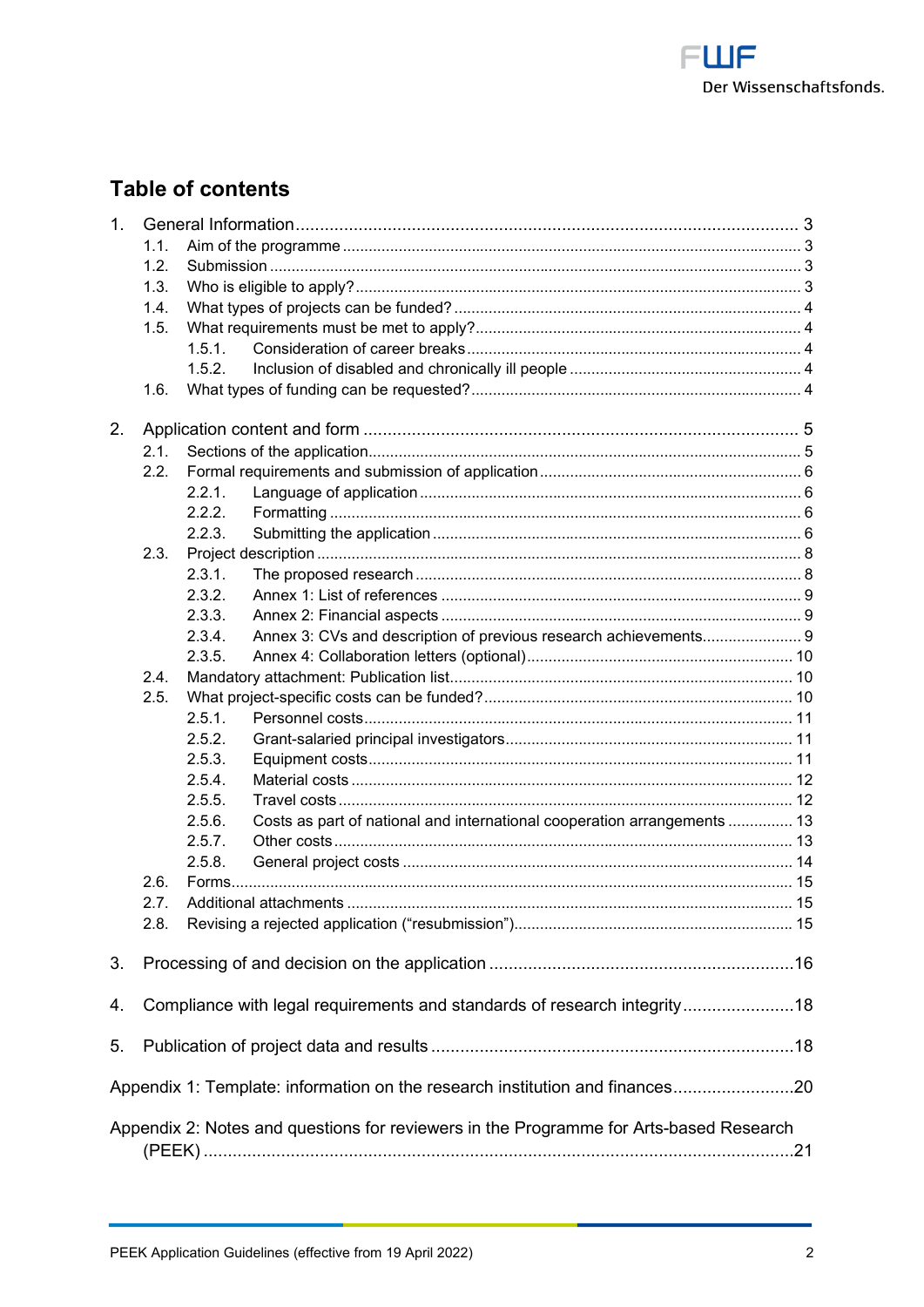## Table of contents

1. General Information ... 3
   - 1.1. Aim of the programme ... 3
   - 1.2. Submission ... 3
   - 1.3. Who is eligible to apply? ... 3
   - 1.4. What types of projects can be funded? ... 4
   - 1.5. What requirements must be met to apply? ... 4
     - 1.5.1. Consideration of career breaks ... 4
     - 1.5.2. Inclusion of disabled and chronically ill people ... 4
   - 1.6. What types of funding can be requested? ... 4
2. Application content and form ... 5
   - 2.1. Sections of the application ... 5
   - 2.2. Formal requirements and submission of application ... 6
     - 2.2.1. Language of application ... 6
     - 2.2.2. Formatting ... 6
     - 2.2.3. Submitting the application ... 6
   - 2.3. Project description ... 8
     - 2.3.1. The proposed research ... 8
     - 2.3.2. Annex 1: List of references ... 9
     - 2.3.3. Annex 2: Financial aspects ... 9
     - 2.3.4. Annex 3: CVs and description of previous research achievements ... 9
     - 2.3.5. Annex 4: Collaboration letters (optional) ... 10
   - 2.4. Mandatory attachment: Publication list ... 10
   - 2.5. What project-specific costs can be funded? ... 10
     - 2.5.1. Personnel costs ... 11
     - 2.5.2. Grant-salaried principal investigators ... 11
     - 2.5.3. Equipment costs ... 11
     - 2.5.4. Material costs ... 12
     - 2.5.5. Travel costs ... 12
     - 2.5.6. Costs as part of national and international cooperation arrangements ... 13
     - 2.5.7. Other costs ... 13
     - 2.5.8. General project costs ... 14
   - 2.6. Forms ... 15
   - 2.7. Additional attachments ... 15
   - 2.8. Revising a rejected application ("resubmission") ... 15
3. Processing of and decision on the application ... 16
4. Compliance with legal requirements and standards of research integrity ... 18
5. Publication of project data and results ... 18

Appendix 1: Template: information on the research institution and finances ... 20

Appendix 2: Notes and questions for reviewers in the Programme for Arts-based Research (PEEK) ... 21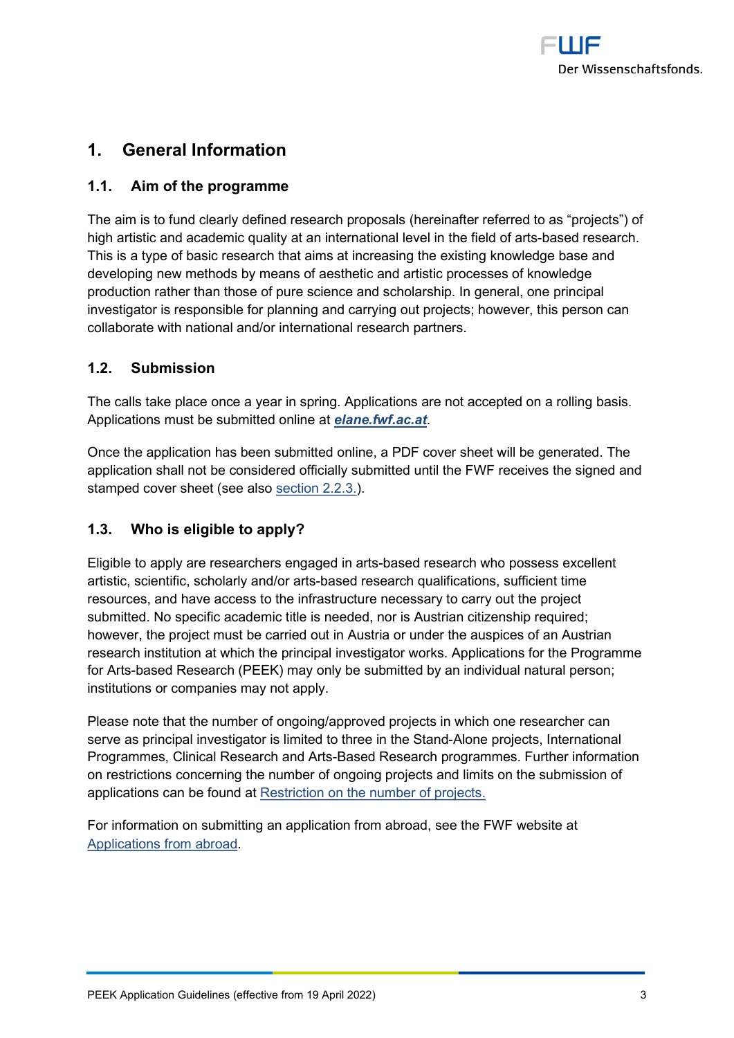# 1. General Information

## 1.1. Aim of the programme

The aim is to fund clearly defined research proposals (hereinafter referred to as "projects") of high artistic and academic quality at an international level in the field of arts-based research. This is a type of basic research that aims at increasing the existing knowledge base and developing new methods by means of aesthetic and artistic processes of knowledge production rather than those of pure science and scholarship. In general, one principal investigator is responsible for planning and carrying out projects; however, this person can collaborate with national and/or international research partners.

## 1.2. Submission

The calls take place once a year in spring. Applications are not accepted on a rolling basis. Applications must be submitted online at ***elane.fwf.ac.at***.

Once the application has been submitted online, a PDF cover sheet will be generated. The application shall not be considered officially submitted until the FWF receives the signed and stamped cover sheet (see also section 2.2.3.).

## 1.3. Who is eligible to apply?

Eligible to apply are researchers engaged in arts-based research who possess excellent artistic, scientific, scholarly and/or arts-based research qualifications, sufficient time resources, and have access to the infrastructure necessary to carry out the project submitted. No specific academic title is needed, nor is Austrian citizenship required; however, the project must be carried out in Austria or under the auspices of an Austrian research institution at which the principal investigator works. Applications for the Programme for Arts-based Research (PEEK) may only be submitted by an individual natural person; institutions or companies may not apply.

Please note that the number of ongoing/approved projects in which one researcher can serve as principal investigator is limited to three in the Stand-Alone projects, International Programmes, Clinical Research and Arts-Based Research programmes. Further information on restrictions concerning the number of ongoing projects and limits on the submission of applications can be found at Restriction on the number of projects.

For information on submitting an application from abroad, see the FWF website at Applications from abroad.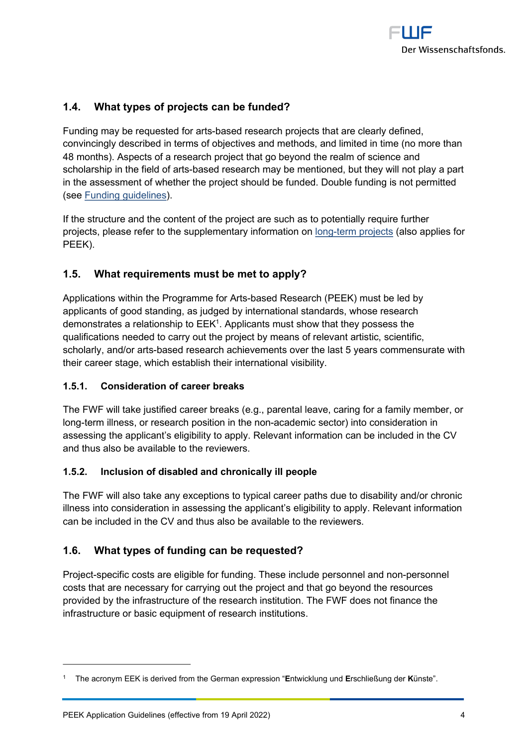### 1.4. What types of projects can be funded?

Funding may be requested for arts-based research projects that are clearly defined, convincingly described in terms of objectives and methods, and limited in time (no more than 48 months). Aspects of a research project that go beyond the realm of science and scholarship in the field of arts-based research may be mentioned, but they will not play a part in the assessment of whether the project should be funded. Double funding is not permitted (see Funding guidelines).

If the structure and the content of the project are such as to potentially require further projects, please refer to the supplementary information on long-term projects (also applies for PEEK).

### 1.5. What requirements must be met to apply?

Applications within the Programme for Arts-based Research (PEEK) must be led by applicants of good standing, as judged by international standards, whose research demonstrates a relationship to EEK[1]. Applicants must show that they possess the qualifications needed to carry out the project by means of relevant artistic, scientific, scholarly, and/or arts-based research achievements over the last 5 years commensurate with their career stage, which establish their international visibility.

#### 1.5.1. Consideration of career breaks

The FWF will take justified career breaks (e.g., parental leave, caring for a family member, or long-term illness, or research position in the non-academic sector) into consideration in assessing the applicant's eligibility to apply. Relevant information can be included in the CV and thus also be available to the reviewers.

#### 1.5.2. Inclusion of disabled and chronically ill people

The FWF will also take any exceptions to typical career paths due to disability and/or chronic illness into consideration in assessing the applicant's eligibility to apply. Relevant information can be included in the CV and thus also be available to the reviewers.

### 1.6. What types of funding can be requested?

Project-specific costs are eligible for funding. These include personnel and non-personnel costs that are necessary for carrying out the project and that go beyond the resources provided by the infrastructure of the research institution. The FWF does not finance the infrastructure or basic equipment of research institutions.

---

[1] The acronym EEK is derived from the German expression "**E**ntwicklung und **E**rschließung der **K**ünste".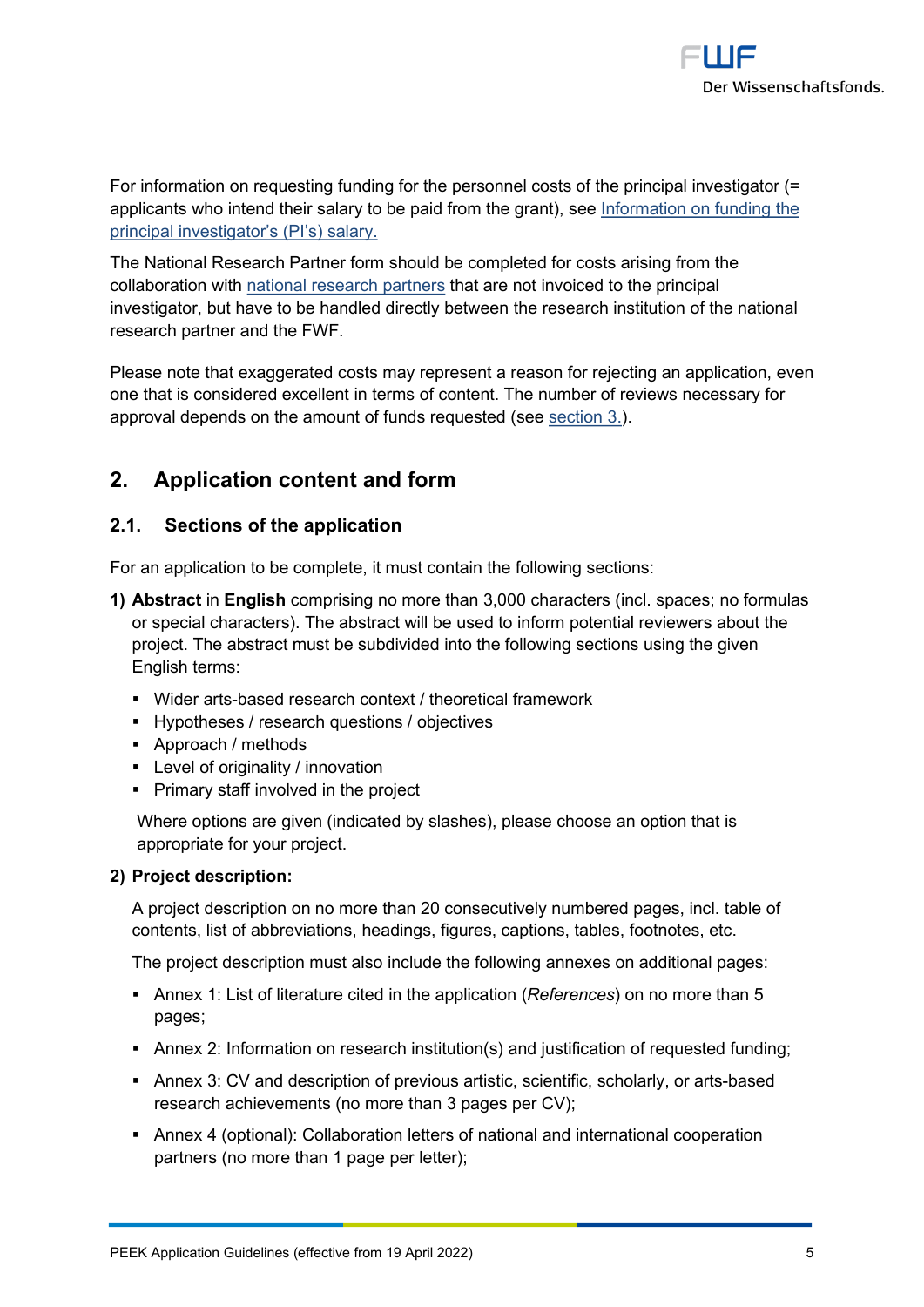For information on requesting funding for the personnel costs of the principal investigator (= applicants who intend their salary to be paid from the grant), see [Information on funding the principal investigator's (PI's) salary.]()

The National Research Partner form should be completed for costs arising from the collaboration with [national research partners]() that are not invoiced to the principal investigator, but have to be handled directly between the research institution of the national research partner and the FWF.

Please note that exaggerated costs may represent a reason for rejecting an application, even one that is considered excellent in terms of content. The number of reviews necessary for approval depends on the amount of funds requested (see [section 3.]()).

## 2. Application content and form

### 2.1. Sections of the application

For an application to be complete, it must contain the following sections:

**1) Abstract** in **English** comprising no more than 3,000 characters (incl. spaces; no formulas or special characters). The abstract will be used to inform potential reviewers about the project. The abstract must be subdivided into the following sections using the given English terms:

- Wider arts-based research context / theoretical framework
- Hypotheses / research questions / objectives
- Approach / methods
- Level of originality / innovation
- Primary staff involved in the project

Where options are given (indicated by slashes), please choose an option that is appropriate for your project.

**2) Project description:**

A project description on no more than 20 consecutively numbered pages, incl. table of contents, list of abbreviations, headings, figures, captions, tables, footnotes, etc.

The project description must also include the following annexes on additional pages:

- Annex 1: List of literature cited in the application (*References*) on no more than 5 pages;
- Annex 2: Information on research institution(s) and justification of requested funding;
- Annex 3: CV and description of previous artistic, scientific, scholarly, or arts-based research achievements (no more than 3 pages per CV);
- Annex 4 (optional): Collaboration letters of national and international cooperation partners (no more than 1 page per letter);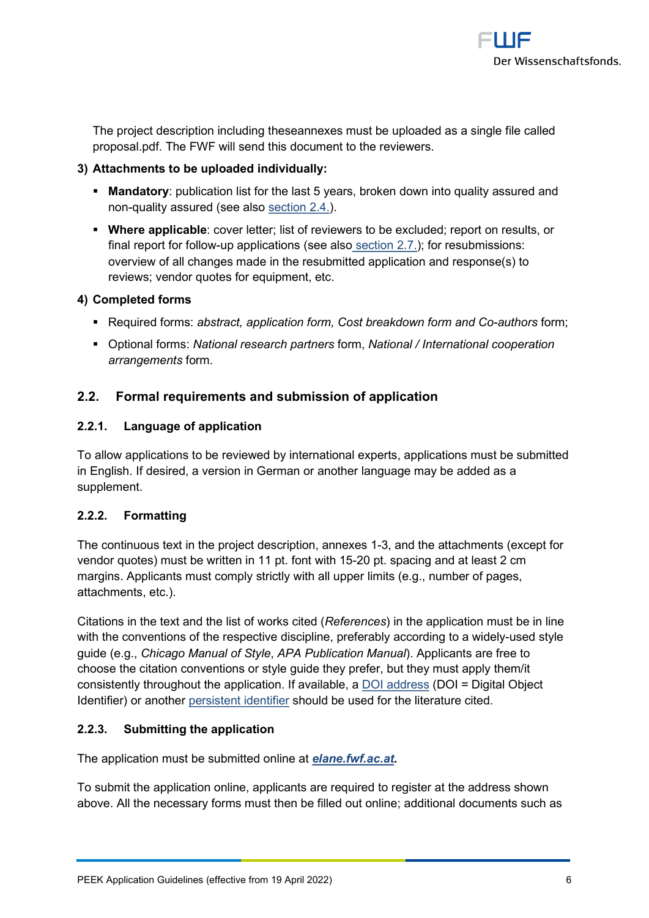The project description including theseannexes must be uploaded as a single file called proposal.pdf. The FWF will send this document to the reviewers.

**3) Attachments to be uploaded individually:**

- **Mandatory**: publication list for the last 5 years, broken down into quality assured and non-quality assured (see also section 2.4.).
- **Where applicable**: cover letter; list of reviewers to be excluded; report on results, or final report for follow-up applications (see also section 2.7.); for resubmissions: overview of all changes made in the resubmitted application and response(s) to reviews; vendor quotes for equipment, etc.

**4) Completed forms**

- Required forms: *abstract, application form, Cost breakdown form and Co-authors* form;
- Optional forms: *National research partners* form, *National / International cooperation arrangements* form.

## 2.2. Formal requirements and submission of application

### 2.2.1. Language of application

To allow applications to be reviewed by international experts, applications must be submitted in English. If desired, a version in German or another language may be added as a supplement.

### 2.2.2. Formatting

The continuous text in the project description, annexes 1-3, and the attachments (except for vendor quotes) must be written in 11 pt. font with 15-20 pt. spacing and at least 2 cm margins. Applicants must comply strictly with all upper limits (e.g., number of pages, attachments, etc.).

Citations in the text and the list of works cited (*References*) in the application must be in line with the conventions of the respective discipline, preferably according to a widely-used style guide (e.g., *Chicago Manual of Style*, *APA Publication Manual*). Applicants are free to choose the citation conventions or style guide they prefer, but they must apply them/it consistently throughout the application. If available, a DOI address (DOI = Digital Object Identifier) or another persistent identifier should be used for the literature cited.

### 2.2.3. Submitting the application

The application must be submitted online at ***elane.fwf.ac.at.***

To submit the application online, applicants are required to register at the address shown above. All the necessary forms must then be filled out online; additional documents such as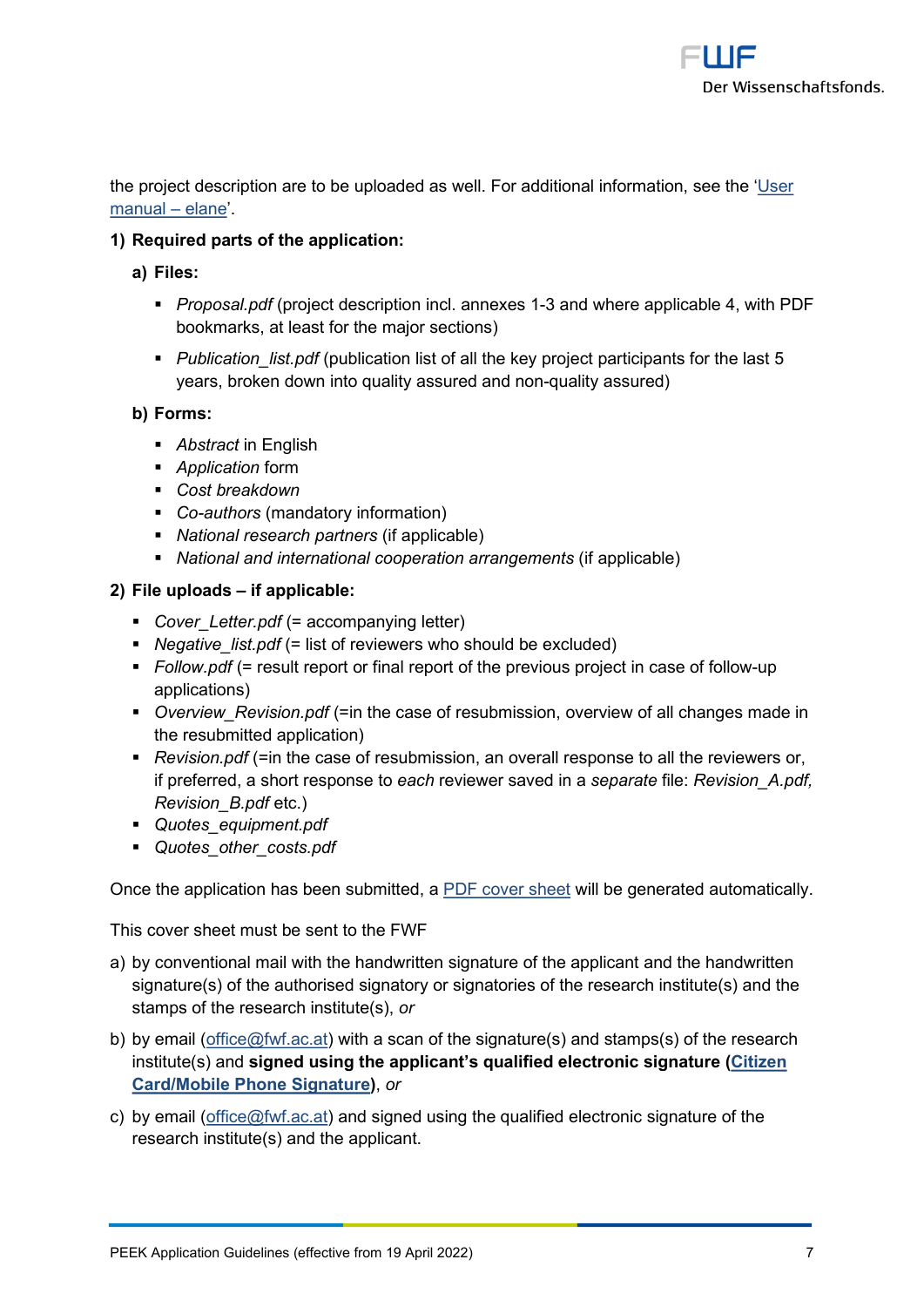the project description are to be uploaded as well. For additional information, see the '[User manual – elane]'.

**1) Required parts of the application:**

**a) Files:**

- *Proposal.pdf* (project description incl. annexes 1-3 and where applicable 4, with PDF bookmarks, at least for the major sections)
- *Publication_list.pdf* (publication list of all the key project participants for the last 5 years, broken down into quality assured and non-quality assured)

**b) Forms:**

- *Abstract* in English
- *Application* form
- *Cost breakdown*
- *Co-authors* (mandatory information)
- *National research partners* (if applicable)
- *National and international cooperation arrangements* (if applicable)

**2) File uploads – if applicable:**

- *Cover_Letter.pdf* (= accompanying letter)
- *Negative_list.pdf* (= list of reviewers who should be excluded)
- *Follow.pdf* (= result report or final report of the previous project in case of follow-up applications)
- *Overview_Revision.pdf* (=in the case of resubmission, overview of all changes made in the resubmitted application)
- *Revision.pdf* (=in the case of resubmission, an overall response to all the reviewers or, if preferred, a short response to *each* reviewer saved in a *separate* file: *Revision_A.pdf, Revision_B.pdf* etc.)
- *Quotes_equipment.pdf*
- *Quotes_other_costs.pdf*

Once the application has been submitted, a PDF cover sheet will be generated automatically.

This cover sheet must be sent to the FWF

a) by conventional mail with the handwritten signature of the applicant and the handwritten signature(s) of the authorised signatory or signatories of the research institute(s) and the stamps of the research institute(s), *or*

b) by email (office@fwf.ac.at) with a scan of the signature(s) and stamps(s) of the research institute(s) and **signed using the applicant's qualified electronic signature (Citizen Card/Mobile Phone Signature)**, *or*

c) by email (office@fwf.ac.at) and signed using the qualified electronic signature of the research institute(s) and the applicant.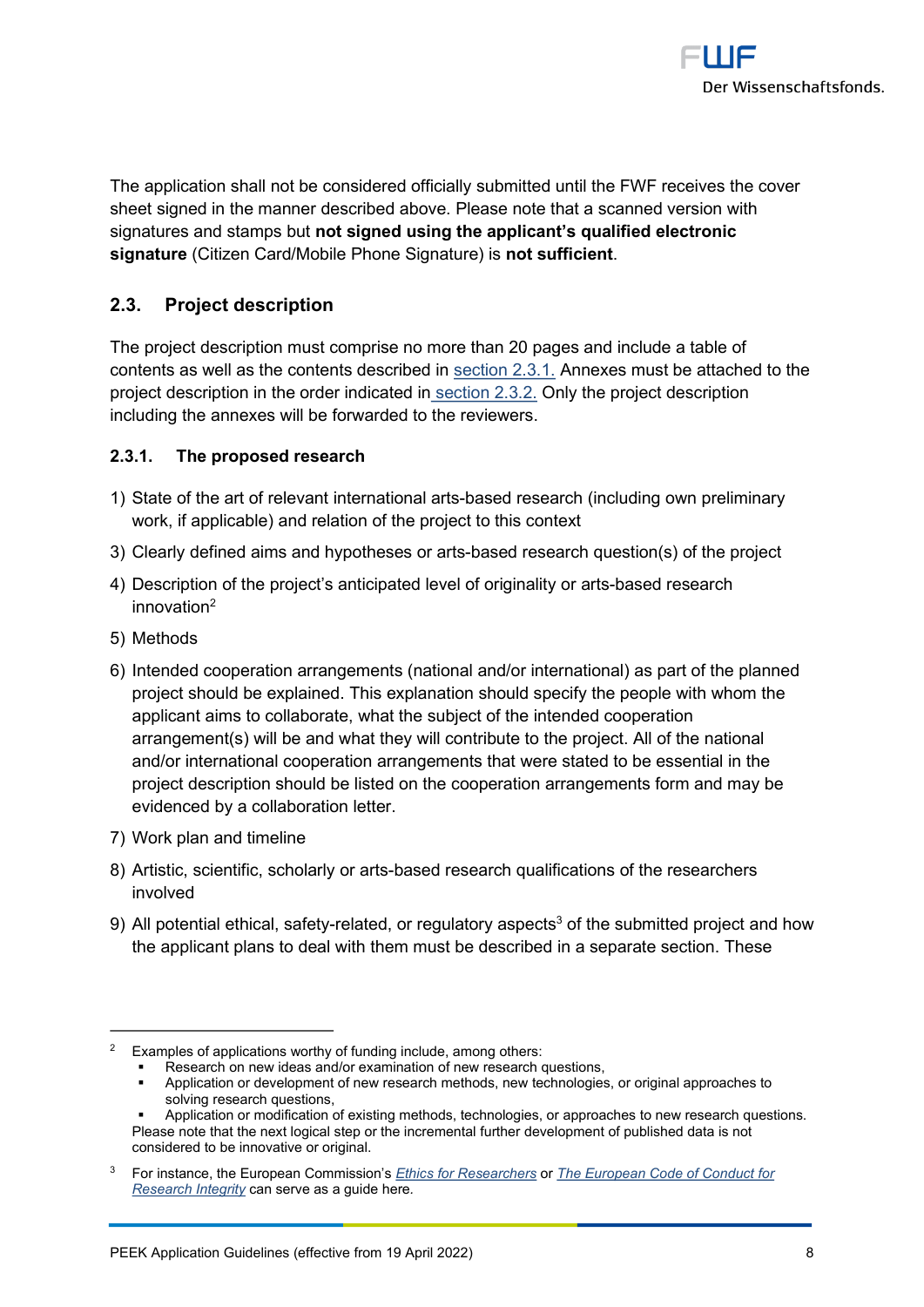The application shall not be considered officially submitted until the FWF receives the cover sheet signed in the manner described above. Please note that a scanned version with signatures and stamps but **not signed using the applicant's qualified electronic signature** (Citizen Card/Mobile Phone Signature) is **not sufficient**.

## 2.3. Project description

The project description must comprise no more than 20 pages and include a table of contents as well as the contents described in section 2.3.1. Annexes must be attached to the project description in the order indicated in section 2.3.2. Only the project description including the annexes will be forwarded to the reviewers.

### 2.3.1. The proposed research

1) State of the art of relevant international arts-based research (including own preliminary work, if applicable) and relation of the project to this context
3) Clearly defined aims and hypotheses or arts-based research question(s) of the project
4) Description of the project's anticipated level of originality or arts-based research innovation[2]
5) Methods
6) Intended cooperation arrangements (national and/or international) as part of the planned project should be explained. This explanation should specify the people with whom the applicant aims to collaborate, what the subject of the intended cooperation arrangement(s) will be and what they will contribute to the project. All of the national and/or international cooperation arrangements that were stated to be essential in the project description should be listed on the cooperation arrangements form and may be evidenced by a collaboration letter.
7) Work plan and timeline
8) Artistic, scientific, scholarly or arts-based research qualifications of the researchers involved
9) All potential ethical, safety-related, or regulatory aspects[3] of the submitted project and how the applicant plans to deal with them must be described in a separate section. These

---

[2] Examples of applications worthy of funding include, among others:
- Research on new ideas and/or examination of new research questions,
- Application or development of new research methods, new technologies, or original approaches to solving research questions,
- Application or modification of existing methods, technologies, or approaches to new research questions.

Please note that the next logical step or the incremental further development of published data is not considered to be innovative or original.

[3] For instance, the European Commission's *Ethics for Researchers* or *The European Code of Conduct for Research Integrity* can serve as a guide here.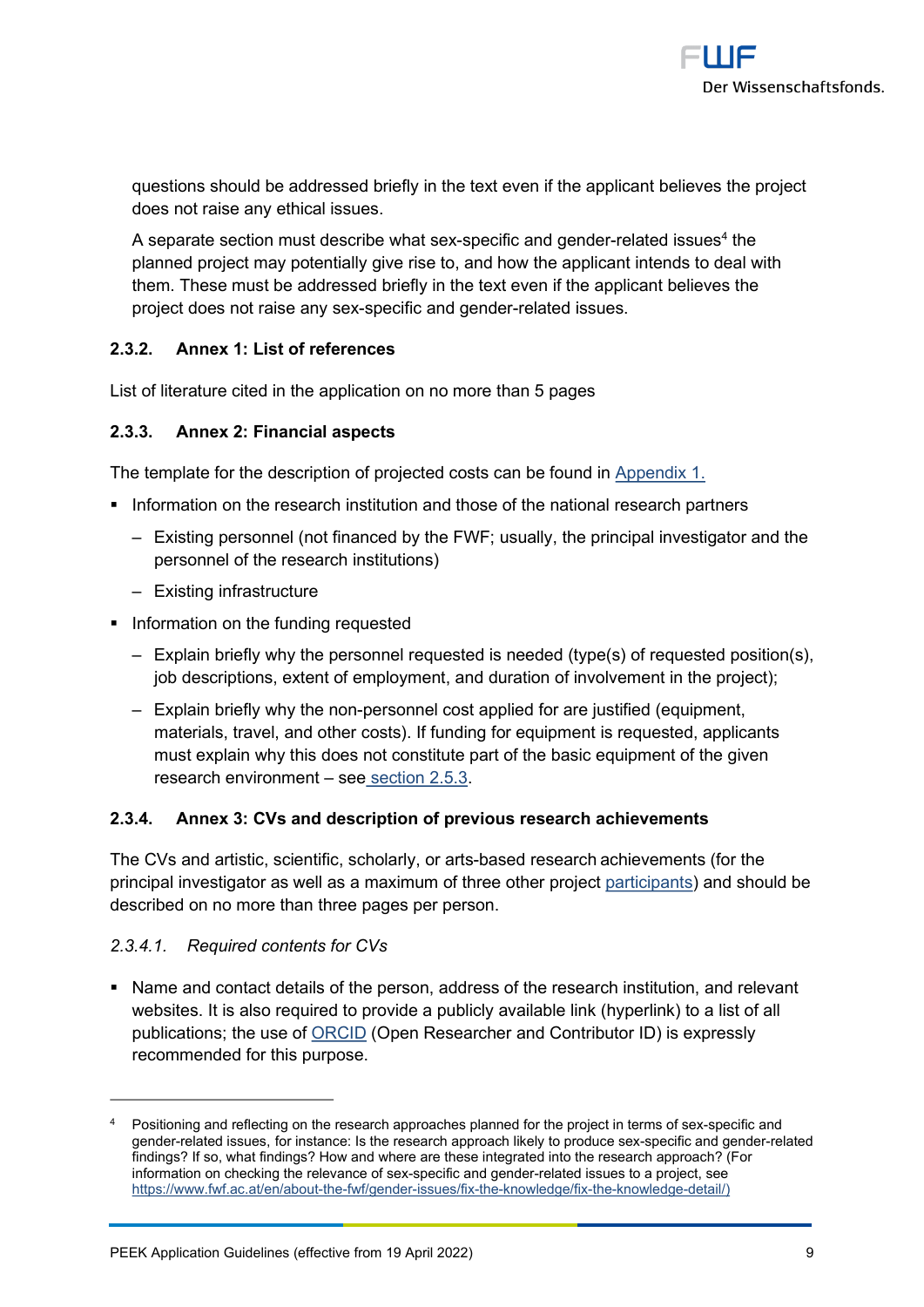questions should be addressed briefly in the text even if the applicant believes the project does not raise any ethical issues.

A separate section must describe what sex-specific and gender-related issues[4] the planned project may potentially give rise to, and how the applicant intends to deal with them. These must be addressed briefly in the text even if the applicant believes the project does not raise any sex-specific and gender-related issues.

### 2.3.2. Annex 1: List of references

List of literature cited in the application on no more than 5 pages

### 2.3.3. Annex 2: Financial aspects

The template for the description of projected costs can be found in Appendix 1.

- Information on the research institution and those of the national research partners
  - Existing personnel (not financed by the FWF; usually, the principal investigator and the personnel of the research institutions)
  - Existing infrastructure
- Information on the funding requested
  - Explain briefly why the personnel requested is needed (type(s) of requested position(s), job descriptions, extent of employment, and duration of involvement in the project);
  - Explain briefly why the non-personnel cost applied for are justified (equipment, materials, travel, and other costs). If funding for equipment is requested, applicants must explain why this does not constitute part of the basic equipment of the given research environment – see section 2.5.3.

### 2.3.4. Annex 3: CVs and description of previous research achievements

The CVs and artistic, scientific, scholarly, or arts-based research achievements (for the principal investigator as well as a maximum of three other project participants) and should be described on no more than three pages per person.

#### *2.3.4.1. Required contents for CVs*

- Name and contact details of the person, address of the research institution, and relevant websites. It is also required to provide a publicly available link (hyperlink) to a list of all publications; the use of ORCID (Open Researcher and Contributor ID) is expressly recommended for this purpose.

---

[4] Positioning and reflecting on the research approaches planned for the project in terms of sex-specific and gender-related issues, for instance: Is the research approach likely to produce sex-specific and gender-related findings? If so, what findings? How and where are these integrated into the research approach? (For information on checking the relevance of sex-specific and gender-related issues to a project, see https://www.fwf.ac.at/en/about-the-fwf/gender-issues/fix-the-knowledge/fix-the-knowledge-detail/)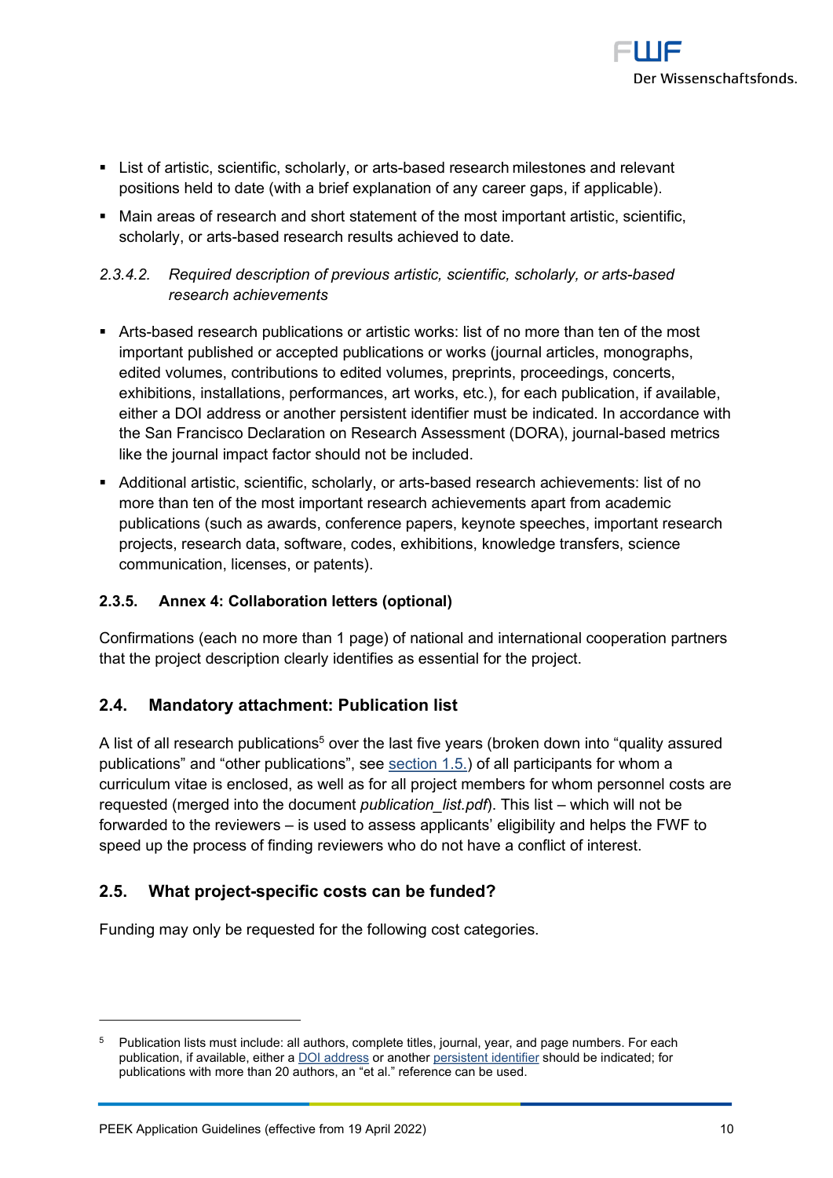- List of artistic, scientific, scholarly, or arts-based research milestones and relevant positions held to date (with a brief explanation of any career gaps, if applicable).
- Main areas of research and short statement of the most important artistic, scientific, scholarly, or arts-based research results achieved to date.

#### *2.3.4.2. Required description of previous artistic, scientific, scholarly, or arts-based research achievements*

- Arts-based research publications or artistic works: list of no more than ten of the most important published or accepted publications or works (journal articles, monographs, edited volumes, contributions to edited volumes, preprints, proceedings, concerts, exhibitions, installations, performances, art works, etc.), for each publication, if available, either a DOI address or another persistent identifier must be indicated. In accordance with the San Francisco Declaration on Research Assessment (DORA), journal-based metrics like the journal impact factor should not be included.
- Additional artistic, scientific, scholarly, or arts-based research achievements: list of no more than ten of the most important research achievements apart from academic publications (such as awards, conference papers, keynote speeches, important research projects, research data, software, codes, exhibitions, knowledge transfers, science communication, licenses, or patents).

### 2.3.5. Annex 4: Collaboration letters (optional)

Confirmations (each no more than 1 page) of national and international cooperation partners that the project description clearly identifies as essential for the project.

## 2.4. Mandatory attachment: Publication list

A list of all research publications[5] over the last five years (broken down into “quality assured publications” and “other publications”, see section 1.5.) of all participants for whom a curriculum vitae is enclosed, as well as for all project members for whom personnel costs are requested (merged into the document *publication_list.pdf*). This list – which will not be forwarded to the reviewers – is used to assess applicants’ eligibility and helps the FWF to speed up the process of finding reviewers who do not have a conflict of interest.

## 2.5. What project-specific costs can be funded?

Funding may only be requested for the following cost categories.

---

[5] Publication lists must include: all authors, complete titles, journal, year, and page numbers. For each publication, if available, either a DOI address or another persistent identifier should be indicated; for publications with more than 20 authors, an “et al.” reference can be used.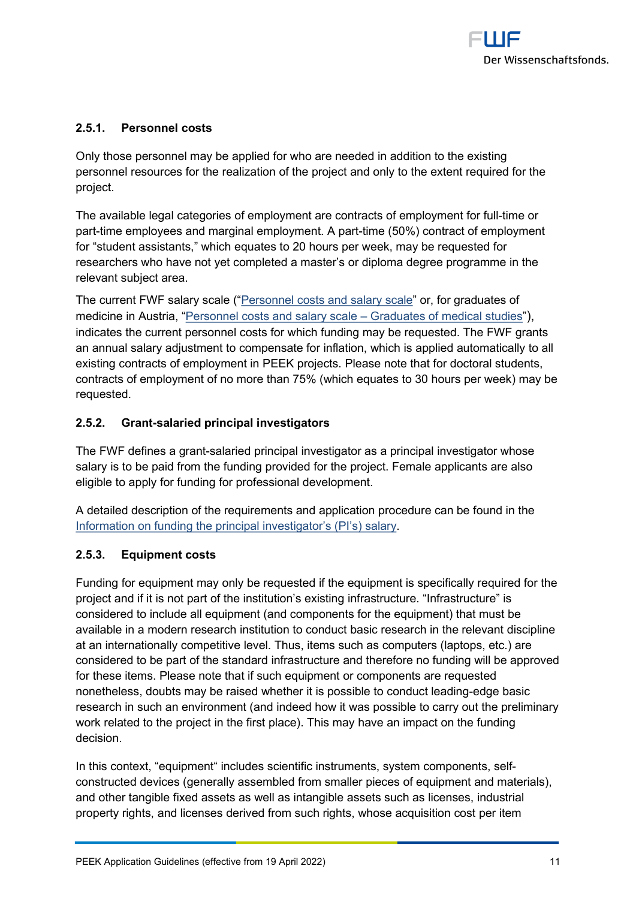#### 2.5.1. Personnel costs

Only those personnel may be applied for who are needed in addition to the existing personnel resources for the realization of the project and only to the extent required for the project.

The available legal categories of employment are contracts of employment for full-time or part-time employees and marginal employment. A part-time (50%) contract of employment for "student assistants," which equates to 20 hours per week, may be requested for researchers who have not yet completed a master's or diploma degree programme in the relevant subject area.

The current FWF salary scale ("Personnel costs and salary scale" or, for graduates of medicine in Austria, "Personnel costs and salary scale – Graduates of medical studies"), indicates the current personnel costs for which funding may be requested. The FWF grants an annual salary adjustment to compensate for inflation, which is applied automatically to all existing contracts of employment in PEEK projects. Please note that for doctoral students, contracts of employment of no more than 75% (which equates to 30 hours per week) may be requested.

#### 2.5.2. Grant-salaried principal investigators

The FWF defines a grant-salaried principal investigator as a principal investigator whose salary is to be paid from the funding provided for the project. Female applicants are also eligible to apply for funding for professional development.

A detailed description of the requirements and application procedure can be found in the Information on funding the principal investigator's (PI's) salary.

#### 2.5.3. Equipment costs

Funding for equipment may only be requested if the equipment is specifically required for the project and if it is not part of the institution's existing infrastructure. "Infrastructure" is considered to include all equipment (and components for the equipment) that must be available in a modern research institution to conduct basic research in the relevant discipline at an internationally competitive level. Thus, items such as computers (laptops, etc.) are considered to be part of the standard infrastructure and therefore no funding will be approved for these items. Please note that if such equipment or components are requested nonetheless, doubts may be raised whether it is possible to conduct leading-edge basic research in such an environment (and indeed how it was possible to carry out the preliminary work related to the project in the first place). This may have an impact on the funding decision.

In this context, "equipment" includes scientific instruments, system components, self-constructed devices (generally assembled from smaller pieces of equipment and materials), and other tangible fixed assets as well as intangible assets such as licenses, industrial property rights, and licenses derived from such rights, whose acquisition cost per item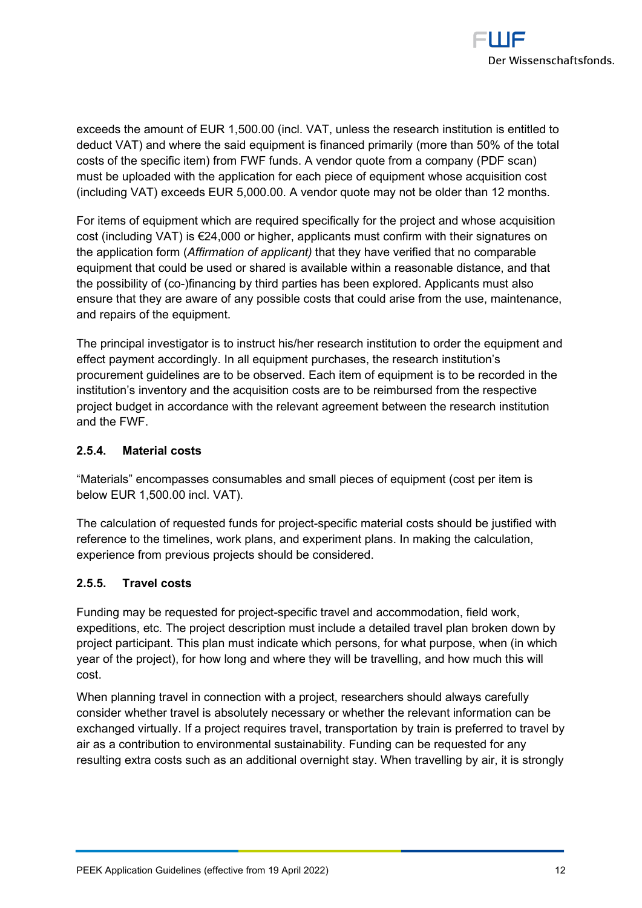exceeds the amount of EUR 1,500.00 (incl. VAT, unless the research institution is entitled to deduct VAT) and where the said equipment is financed primarily (more than 50% of the total costs of the specific item) from FWF funds. A vendor quote from a company (PDF scan) must be uploaded with the application for each piece of equipment whose acquisition cost (including VAT) exceeds EUR 5,000.00. A vendor quote may not be older than 12 months.

For items of equipment which are required specifically for the project and whose acquisition cost (including VAT) is €24,000 or higher, applicants must confirm with their signatures on the application form (*Affirmation of applicant)* that they have verified that no comparable equipment that could be used or shared is available within a reasonable distance, and that the possibility of (co-)financing by third parties has been explored. Applicants must also ensure that they are aware of any possible costs that could arise from the use, maintenance, and repairs of the equipment.

The principal investigator is to instruct his/her research institution to order the equipment and effect payment accordingly. In all equipment purchases, the research institution's procurement guidelines are to be observed. Each item of equipment is to be recorded in the institution's inventory and the acquisition costs are to be reimbursed from the respective project budget in accordance with the relevant agreement between the research institution and the FWF.

### 2.5.4. Material costs

"Materials" encompasses consumables and small pieces of equipment (cost per item is below EUR 1,500.00 incl. VAT).

The calculation of requested funds for project-specific material costs should be justified with reference to the timelines, work plans, and experiment plans. In making the calculation, experience from previous projects should be considered.

### 2.5.5. Travel costs

Funding may be requested for project-specific travel and accommodation, field work, expeditions, etc. The project description must include a detailed travel plan broken down by project participant. This plan must indicate which persons, for what purpose, when (in which year of the project), for how long and where they will be travelling, and how much this will cost.

When planning travel in connection with a project, researchers should always carefully consider whether travel is absolutely necessary or whether the relevant information can be exchanged virtually. If a project requires travel, transportation by train is preferred to travel by air as a contribution to environmental sustainability. Funding can be requested for any resulting extra costs such as an additional overnight stay. When travelling by air, it is strongly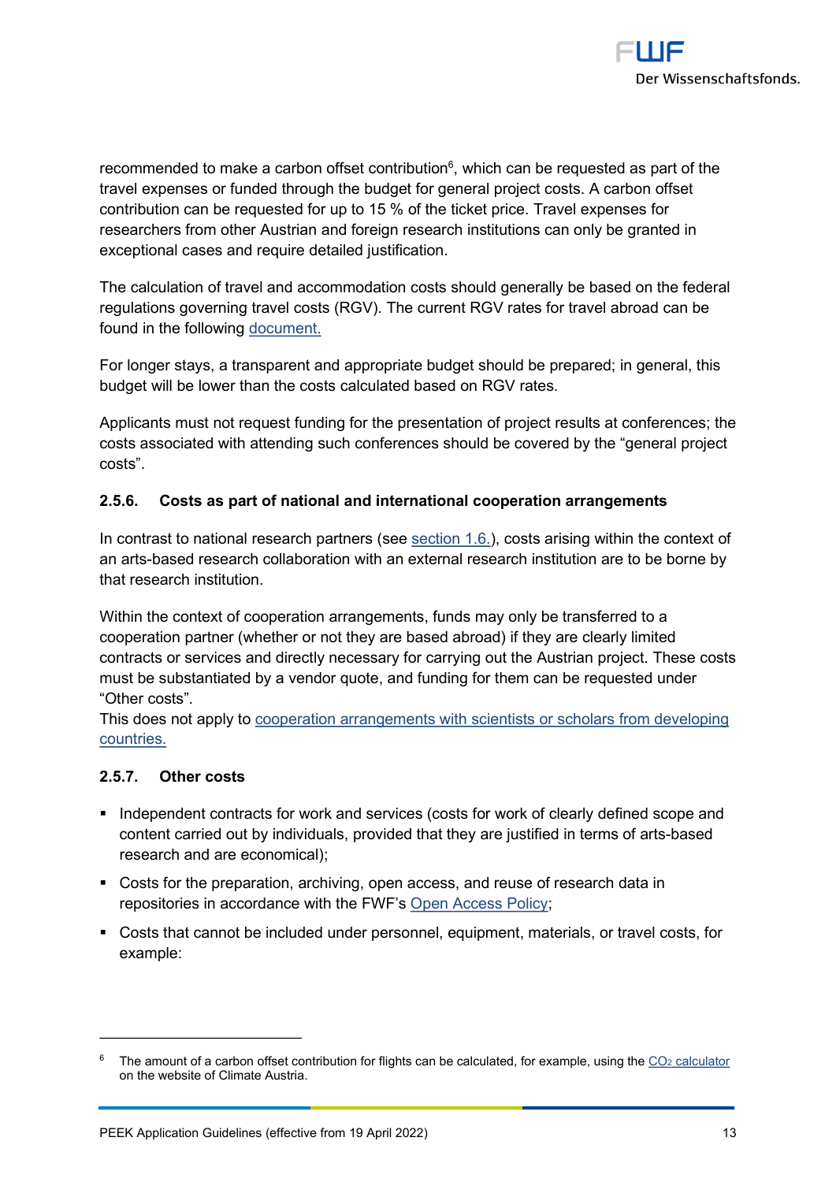recommended to make a carbon offset contribution[6], which can be requested as part of the travel expenses or funded through the budget for general project costs. A carbon offset contribution can be requested for up to 15 % of the ticket price. Travel expenses for researchers from other Austrian and foreign research institutions can only be granted in exceptional cases and require detailed justification.

The calculation of travel and accommodation costs should generally be based on the federal regulations governing travel costs (RGV). The current RGV rates for travel abroad can be found in the following document.

For longer stays, a transparent and appropriate budget should be prepared; in general, this budget will be lower than the costs calculated based on RGV rates.

Applicants must not request funding for the presentation of project results at conferences; the costs associated with attending such conferences should be covered by the "general project costs".

### 2.5.6. Costs as part of national and international cooperation arrangements

In contrast to national research partners (see section 1.6.), costs arising within the context of an arts-based research collaboration with an external research institution are to be borne by that research institution.

Within the context of cooperation arrangements, funds may only be transferred to a cooperation partner (whether or not they are based abroad) if they are clearly limited contracts or services and directly necessary for carrying out the Austrian project. These costs must be substantiated by a vendor quote, and funding for them can be requested under "Other costs".
This does not apply to cooperation arrangements with scientists or scholars from developing countries.

### 2.5.7. Other costs

- Independent contracts for work and services (costs for work of clearly defined scope and content carried out by individuals, provided that they are justified in terms of arts-based research and are economical);
- Costs for the preparation, archiving, open access, and reuse of research data in repositories in accordance with the FWF's Open Access Policy;
- Costs that cannot be included under personnel, equipment, materials, or travel costs, for example:

[6] The amount of a carbon offset contribution for flights can be calculated, for example, using the $CO_2$ calculator on the website of Climate Austria.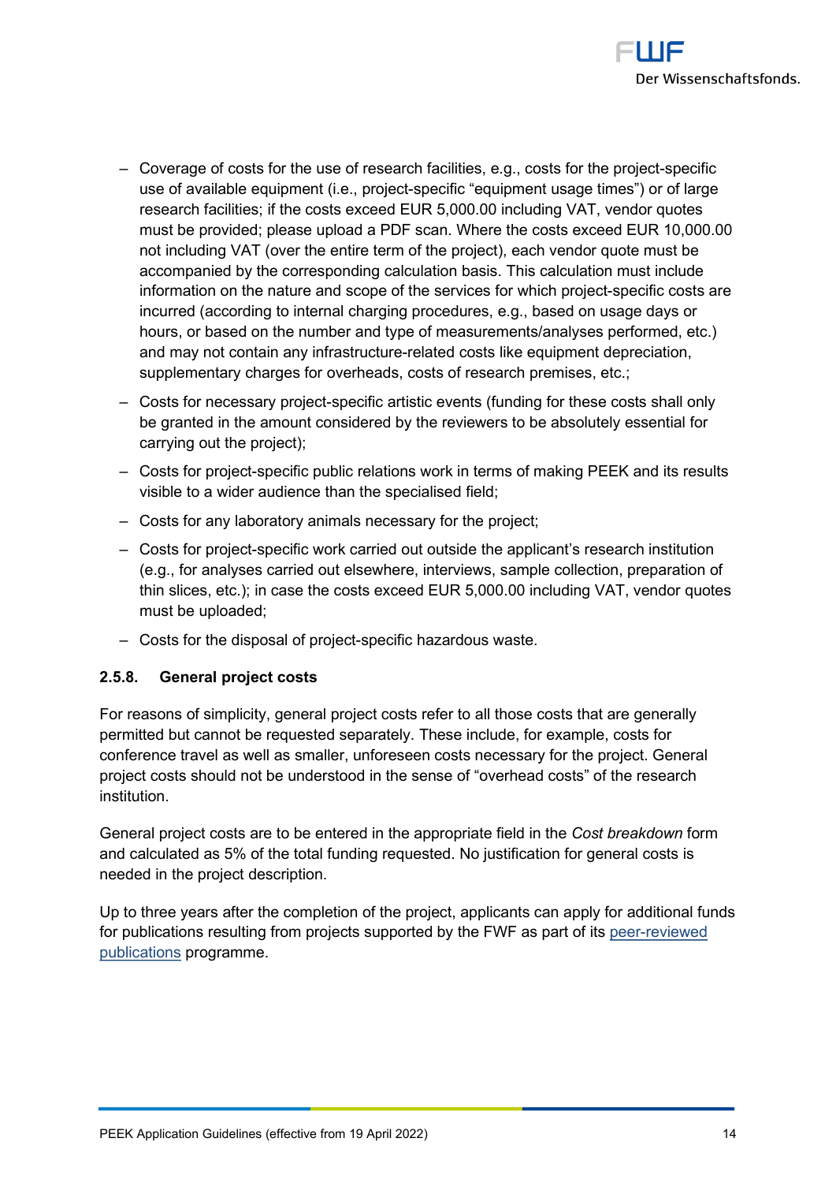- Coverage of costs for the use of research facilities, e.g., costs for the project-specific use of available equipment (i.e., project-specific “equipment usage times”) or of large research facilities; if the costs exceed EUR 5,000.00 including VAT, vendor quotes must be provided; please upload a PDF scan. Where the costs exceed EUR 10,000.00 not including VAT (over the entire term of the project), each vendor quote must be accompanied by the corresponding calculation basis. This calculation must include information on the nature and scope of the services for which project-specific costs are incurred (according to internal charging procedures, e.g., based on usage days or hours, or based on the number and type of measurements/analyses performed, etc.) and may not contain any infrastructure-related costs like equipment depreciation, supplementary charges for overheads, costs of research premises, etc.;
- Costs for necessary project-specific artistic events (funding for these costs shall only be granted in the amount considered by the reviewers to be absolutely essential for carrying out the project);
- Costs for project-specific public relations work in terms of making PEEK and its results visible to a wider audience than the specialised field;
- Costs for any laboratory animals necessary for the project;
- Costs for project-specific work carried out outside the applicant’s research institution (e.g., for analyses carried out elsewhere, interviews, sample collection, preparation of thin slices, etc.); in case the costs exceed EUR 5,000.00 including VAT, vendor quotes must be uploaded;
- Costs for the disposal of project-specific hazardous waste.

#### 2.5.8. General project costs

For reasons of simplicity, general project costs refer to all those costs that are generally permitted but cannot be requested separately. These include, for example, costs for conference travel as well as smaller, unforeseen costs necessary for the project. General project costs should not be understood in the sense of “overhead costs” of the research institution.

General project costs are to be entered in the appropriate field in the *Cost breakdown* form and calculated as 5% of the total funding requested. No justification for general costs is needed in the project description.

Up to three years after the completion of the project, applicants can apply for additional funds for publications resulting from projects supported by the FWF as part of its peer-reviewed publications programme.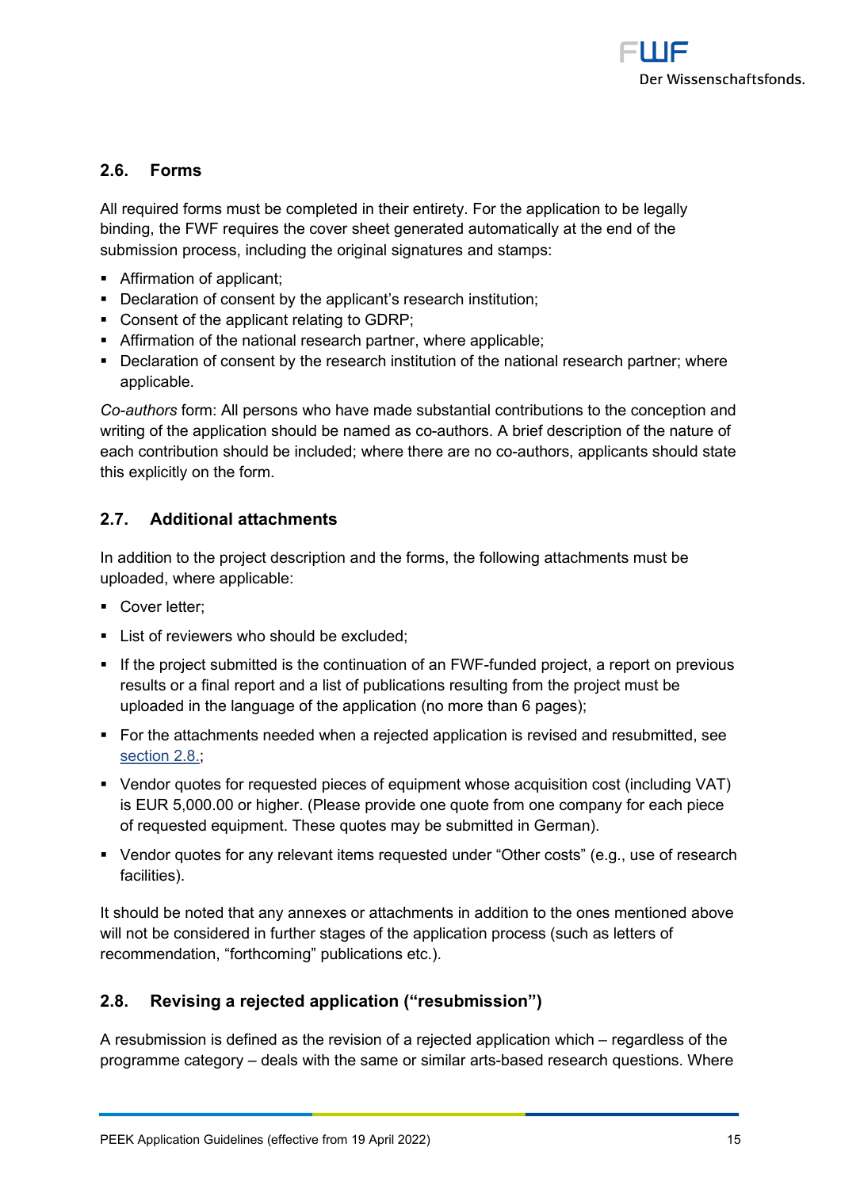## 2.6. Forms

All required forms must be completed in their entirety. For the application to be legally binding, the FWF requires the cover sheet generated automatically at the end of the submission process, including the original signatures and stamps:

- Affirmation of applicant;
- Declaration of consent by the applicant's research institution;
- Consent of the applicant relating to GDRP;
- Affirmation of the national research partner, where applicable;
- Declaration of consent by the research institution of the national research partner; where applicable.

*Co-authors* form: All persons who have made substantial contributions to the conception and writing of the application should be named as co-authors. A brief description of the nature of each contribution should be included; where there are no co-authors, applicants should state this explicitly on the form.

## 2.7. Additional attachments

In addition to the project description and the forms, the following attachments must be uploaded, where applicable:

- Cover letter;
- List of reviewers who should be excluded;
- If the project submitted is the continuation of an FWF-funded project, a report on previous results or a final report and a list of publications resulting from the project must be uploaded in the language of the application (no more than 6 pages);
- For the attachments needed when a rejected application is revised and resubmitted, see section 2.8.;
- Vendor quotes for requested pieces of equipment whose acquisition cost (including VAT) is EUR 5,000.00 or higher. (Please provide one quote from one company for each piece of requested equipment. These quotes may be submitted in German).
- Vendor quotes for any relevant items requested under "Other costs" (e.g., use of research facilities).

It should be noted that any annexes or attachments in addition to the ones mentioned above will not be considered in further stages of the application process (such as letters of recommendation, "forthcoming" publications etc.).

## 2.8. Revising a rejected application ("resubmission")

A resubmission is defined as the revision of a rejected application which – regardless of the programme category – deals with the same or similar arts-based research questions. Where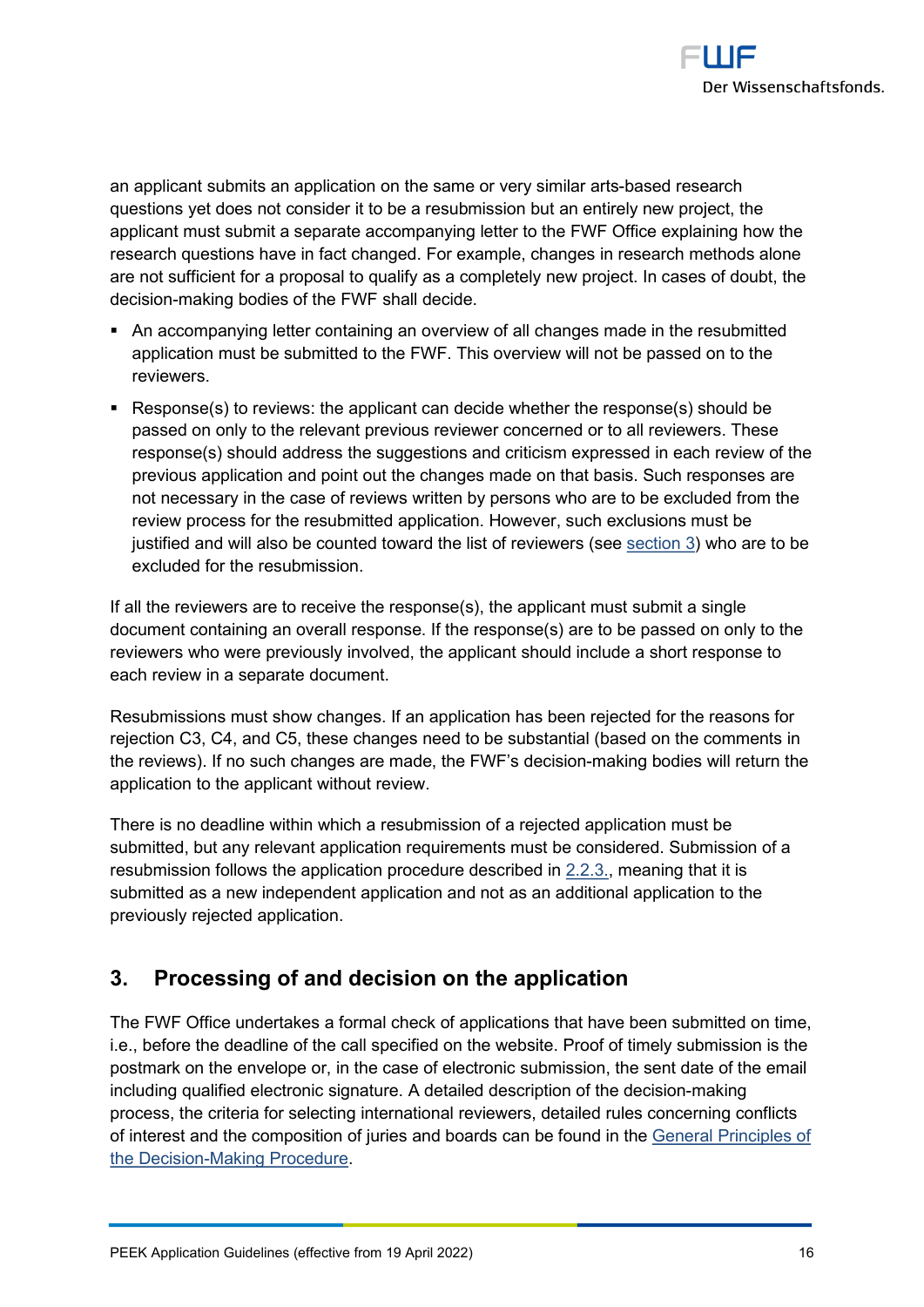an applicant submits an application on the same or very similar arts-based research questions yet does not consider it to be a resubmission but an entirely new project, the applicant must submit a separate accompanying letter to the FWF Office explaining how the research questions have in fact changed. For example, changes in research methods alone are not sufficient for a proposal to qualify as a completely new project. In cases of doubt, the decision-making bodies of the FWF shall decide.

- An accompanying letter containing an overview of all changes made in the resubmitted application must be submitted to the FWF. This overview will not be passed on to the reviewers.
- Response(s) to reviews: the applicant can decide whether the response(s) should be passed on only to the relevant previous reviewer concerned or to all reviewers. These response(s) should address the suggestions and criticism expressed in each review of the previous application and point out the changes made on that basis. Such responses are not necessary in the case of reviews written by persons who are to be excluded from the review process for the resubmitted application. However, such exclusions must be justified and will also be counted toward the list of reviewers (see section 3) who are to be excluded for the resubmission.

If all the reviewers are to receive the response(s), the applicant must submit a single document containing an overall response. If the response(s) are to be passed on only to the reviewers who were previously involved, the applicant should include a short response to each review in a separate document.

Resubmissions must show changes. If an application has been rejected for the reasons for rejection C3, C4, and C5, these changes need to be substantial (based on the comments in the reviews). If no such changes are made, the FWF's decision-making bodies will return the application to the applicant without review.

There is no deadline within which a resubmission of a rejected application must be submitted, but any relevant application requirements must be considered. Submission of a resubmission follows the application procedure described in 2.2.3., meaning that it is submitted as a new independent application and not as an additional application to the previously rejected application.

## 3. Processing of and decision on the application

The FWF Office undertakes a formal check of applications that have been submitted on time, i.e., before the deadline of the call specified on the website. Proof of timely submission is the postmark on the envelope or, in the case of electronic submission, the sent date of the email including qualified electronic signature. A detailed description of the decision-making process, the criteria for selecting international reviewers, detailed rules concerning conflicts of interest and the composition of juries and boards can be found in the General Principles of the Decision-Making Procedure.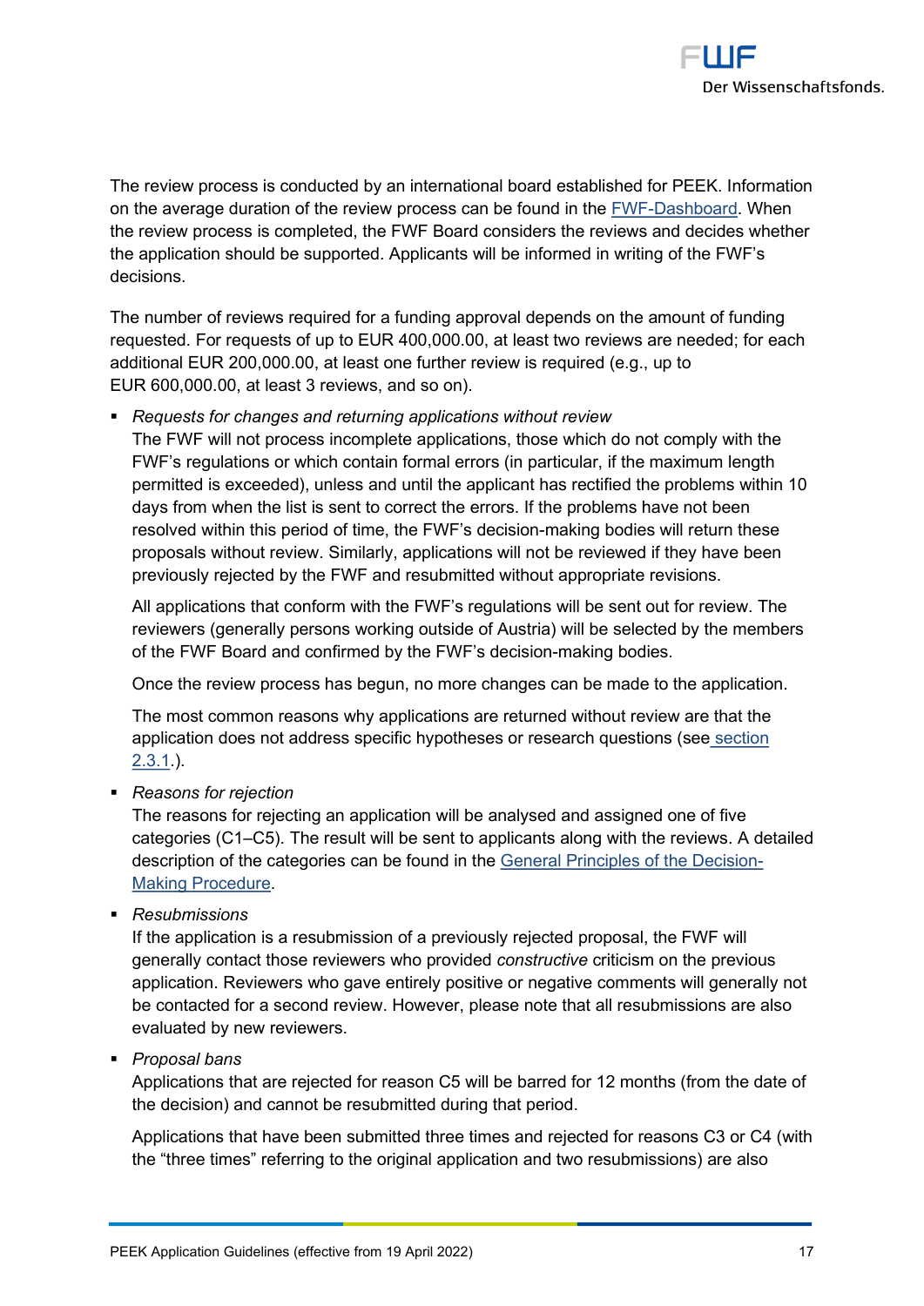The review process is conducted by an international board established for PEEK. Information on the average duration of the review process can be found in the [FWF-Dashboard](). When the review process is completed, the FWF Board considers the reviews and decides whether the application should be supported. Applicants will be informed in writing of the FWF's decisions.

The number of reviews required for a funding approval depends on the amount of funding requested. For requests of up to EUR 400,000.00, at least two reviews are needed; for each additional EUR 200,000.00, at least one further review is required (e.g., up to EUR 600,000.00, at least 3 reviews, and so on).

- *Requests for changes and returning applications without review*
  The FWF will not process incomplete applications, those which do not comply with the FWF's regulations or which contain formal errors (in particular, if the maximum length permitted is exceeded), unless and until the applicant has rectified the problems within 10 days from when the list is sent to correct the errors. If the problems have not been resolved within this period of time, the FWF's decision-making bodies will return these proposals without review. Similarly, applications will not be reviewed if they have been previously rejected by the FWF and resubmitted without appropriate revisions.

  All applications that conform with the FWF's regulations will be sent out for review. The reviewers (generally persons working outside of Austria) will be selected by the members of the FWF Board and confirmed by the FWF's decision-making bodies.

  Once the review process has begun, no more changes can be made to the application.

  The most common reasons why applications are returned without review are that the application does not address specific hypotheses or research questions (see section 2.3.1.).

- *Reasons for rejection*
  The reasons for rejecting an application will be analysed and assigned one of five categories (C1–C5). The result will be sent to applicants along with the reviews. A detailed description of the categories can be found in the General Principles of the Decision-Making Procedure.

- *Resubmissions*
  If the application is a resubmission of a previously rejected proposal, the FWF will generally contact those reviewers who provided *constructive* criticism on the previous application. Reviewers who gave entirely positive or negative comments will generally not be contacted for a second review. However, please note that all resubmissions are also evaluated by new reviewers.

- *Proposal bans*
  Applications that are rejected for reason C5 will be barred for 12 months (from the date of the decision) and cannot be resubmitted during that period.

  Applications that have been submitted three times and rejected for reasons C3 or C4 (with the "three times" referring to the original application and two resubmissions) are also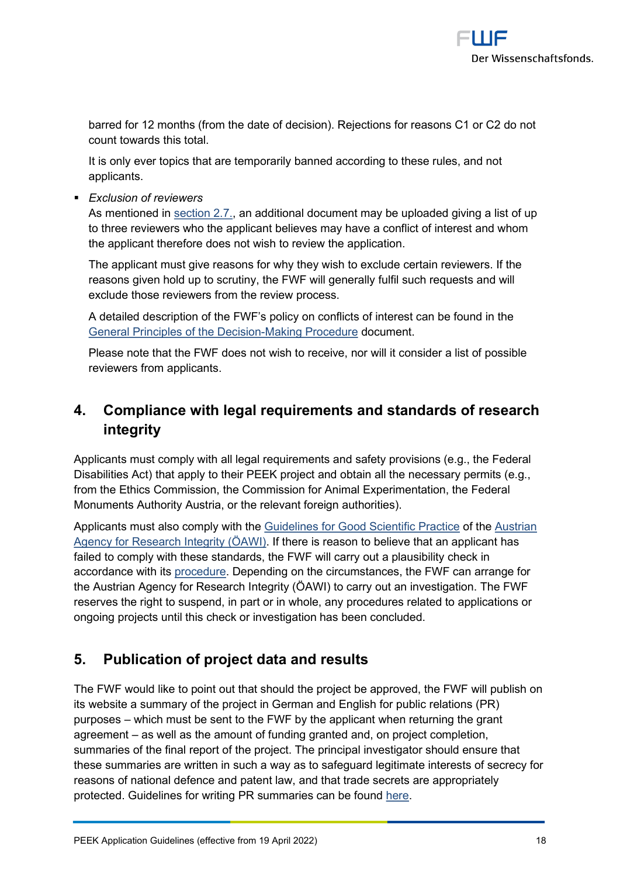barred for 12 months (from the date of decision). Rejections for reasons C1 or C2 do not count towards this total.

It is only ever topics that are temporarily banned according to these rules, and not applicants.

- *Exclusion of reviewers*
  As mentioned in section 2.7., an additional document may be uploaded giving a list of up to three reviewers who the applicant believes may have a conflict of interest and whom the applicant therefore does not wish to review the application.

  The applicant must give reasons for why they wish to exclude certain reviewers. If the reasons given hold up to scrutiny, the FWF will generally fulfil such requests and will exclude those reviewers from the review process.

  A detailed description of the FWF's policy on conflicts of interest can be found in the General Principles of the Decision-Making Procedure document.

  Please note that the FWF does not wish to receive, nor will it consider a list of possible reviewers from applicants.

## 4. Compliance with legal requirements and standards of research integrity

Applicants must comply with all legal requirements and safety provisions (e.g., the Federal Disabilities Act) that apply to their PEEK project and obtain all the necessary permits (e.g., from the Ethics Commission, the Commission for Animal Experimentation, the Federal Monuments Authority Austria, or the relevant foreign authorities).

Applicants must also comply with the Guidelines for Good Scientific Practice of the Austrian Agency for Research Integrity (ÖAWI). If there is reason to believe that an applicant has failed to comply with these standards, the FWF will carry out a plausibility check in accordance with its procedure. Depending on the circumstances, the FWF can arrange for the Austrian Agency for Research Integrity (ÖAWI) to carry out an investigation. The FWF reserves the right to suspend, in part or in whole, any procedures related to applications or ongoing projects until this check or investigation has been concluded.

## 5. Publication of project data and results

The FWF would like to point out that should the project be approved, the FWF will publish on its website a summary of the project in German and English for public relations (PR) purposes – which must be sent to the FWF by the applicant when returning the grant agreement – as well as the amount of funding granted and, on project completion, summaries of the final report of the project. The principal investigator should ensure that these summaries are written in such a way as to safeguard legitimate interests of secrecy for reasons of national defence and patent law, and that trade secrets are appropriately protected. Guidelines for writing PR summaries can be found here.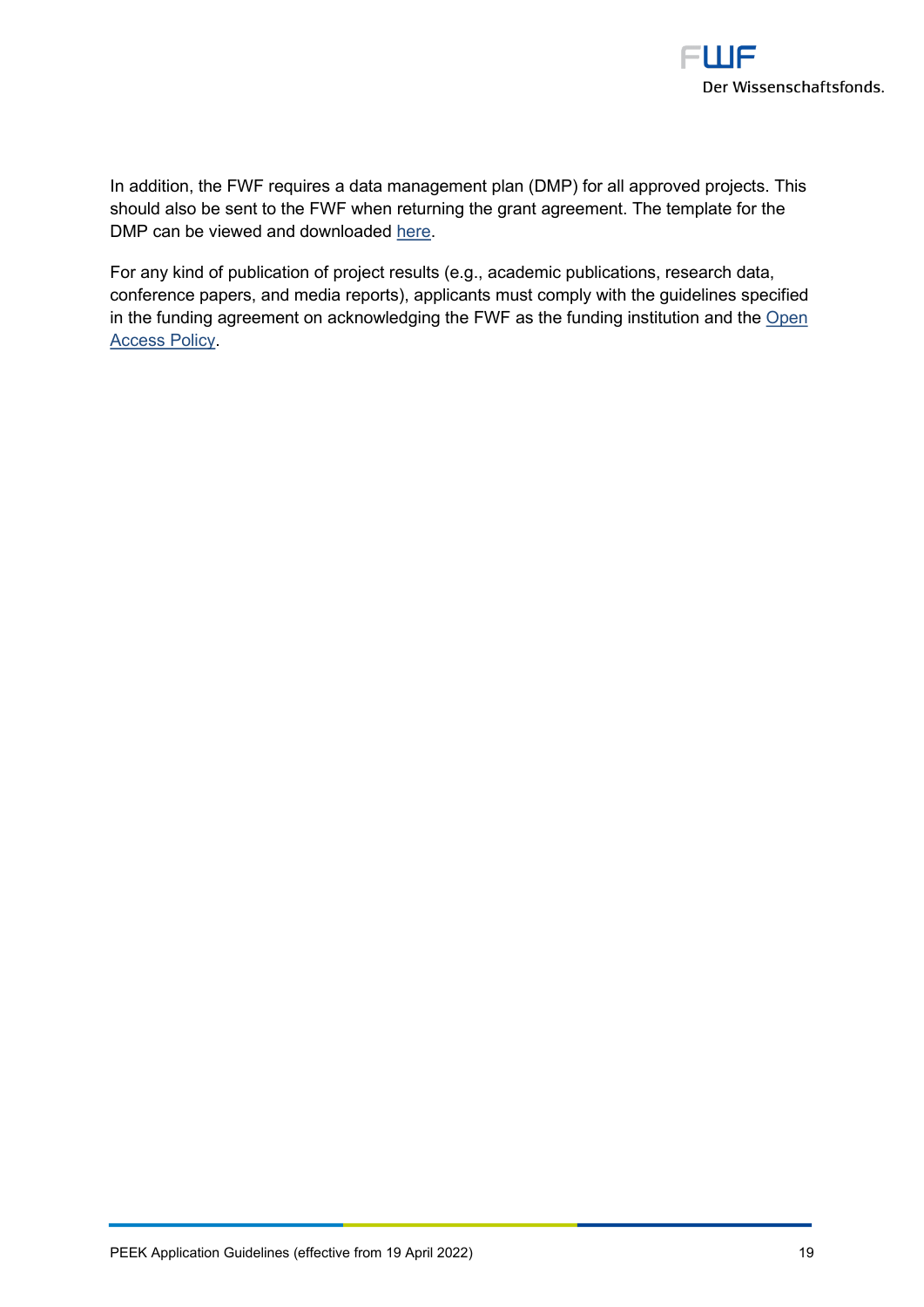In addition, the FWF requires a data management plan (DMP) for all approved projects. This should also be sent to the FWF when returning the grant agreement. The template for the DMP can be viewed and downloaded here.

For any kind of publication of project results (e.g., academic publications, research data, conference papers, and media reports), applicants must comply with the guidelines specified in the funding agreement on acknowledging the FWF as the funding institution and the Open Access Policy.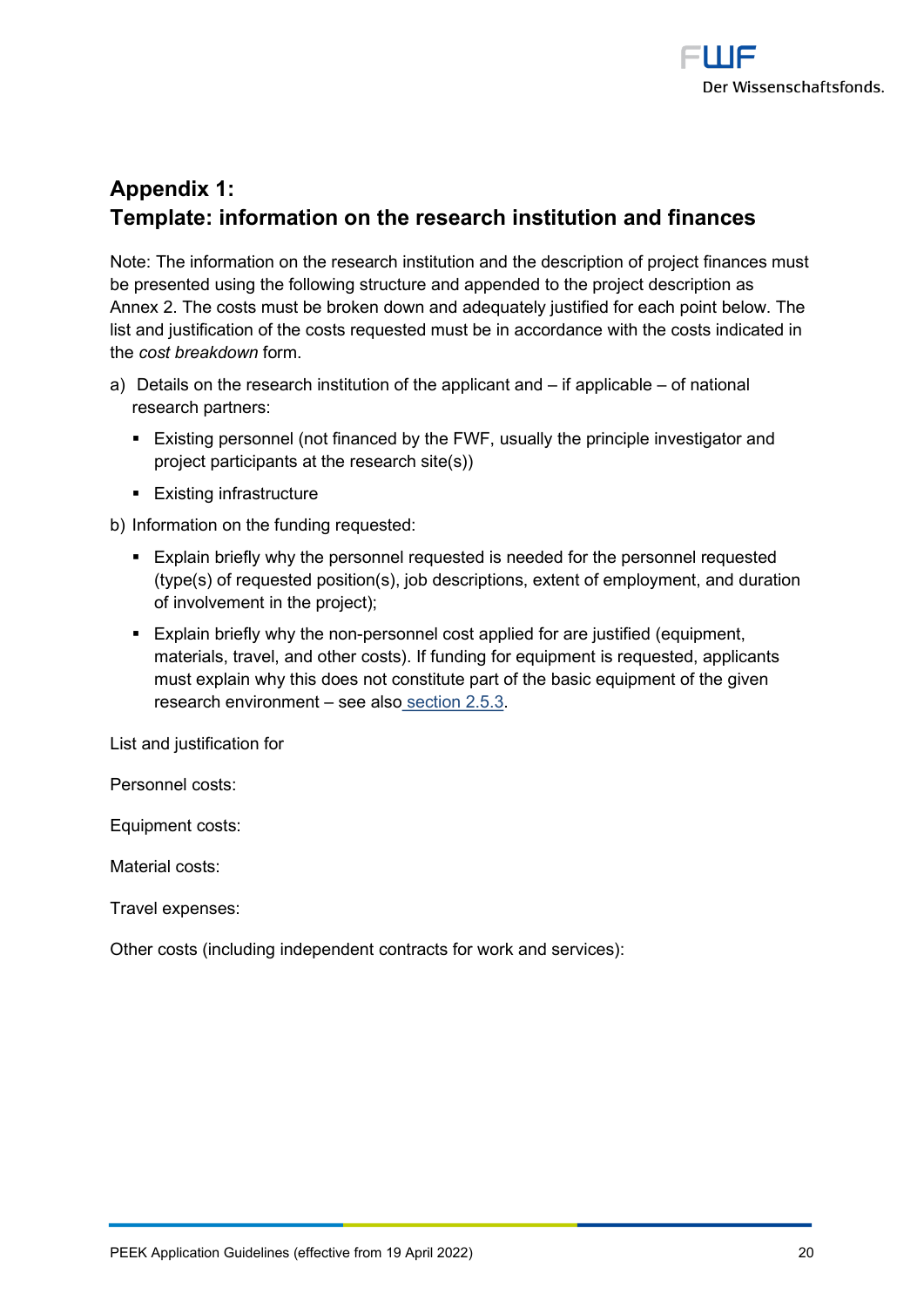## Appendix 1:
## Template: information on the research institution and finances

Note: The information on the research institution and the description of project finances must be presented using the following structure and appended to the project description as Annex 2. The costs must be broken down and adequately justified for each point below. The list and justification of the costs requested must be in accordance with the costs indicated in the *cost breakdown* form.

a) Details on the research institution of the applicant and – if applicable – of national research partners:
   - Existing personnel (not financed by the FWF, usually the principle investigator and project participants at the research site(s))
   - Existing infrastructure

b) Information on the funding requested:
   - Explain briefly why the personnel requested is needed for the personnel requested (type(s) of requested position(s), job descriptions, extent of employment, and duration of involvement in the project);
   - Explain briefly why the non-personnel cost applied for are justified (equipment, materials, travel, and other costs). If funding for equipment is requested, applicants must explain why this does not constitute part of the basic equipment of the given research environment – see also section 2.5.3.

List and justification for

Personnel costs:

Equipment costs:

Material costs:

Travel expenses:

Other costs (including independent contracts for work and services):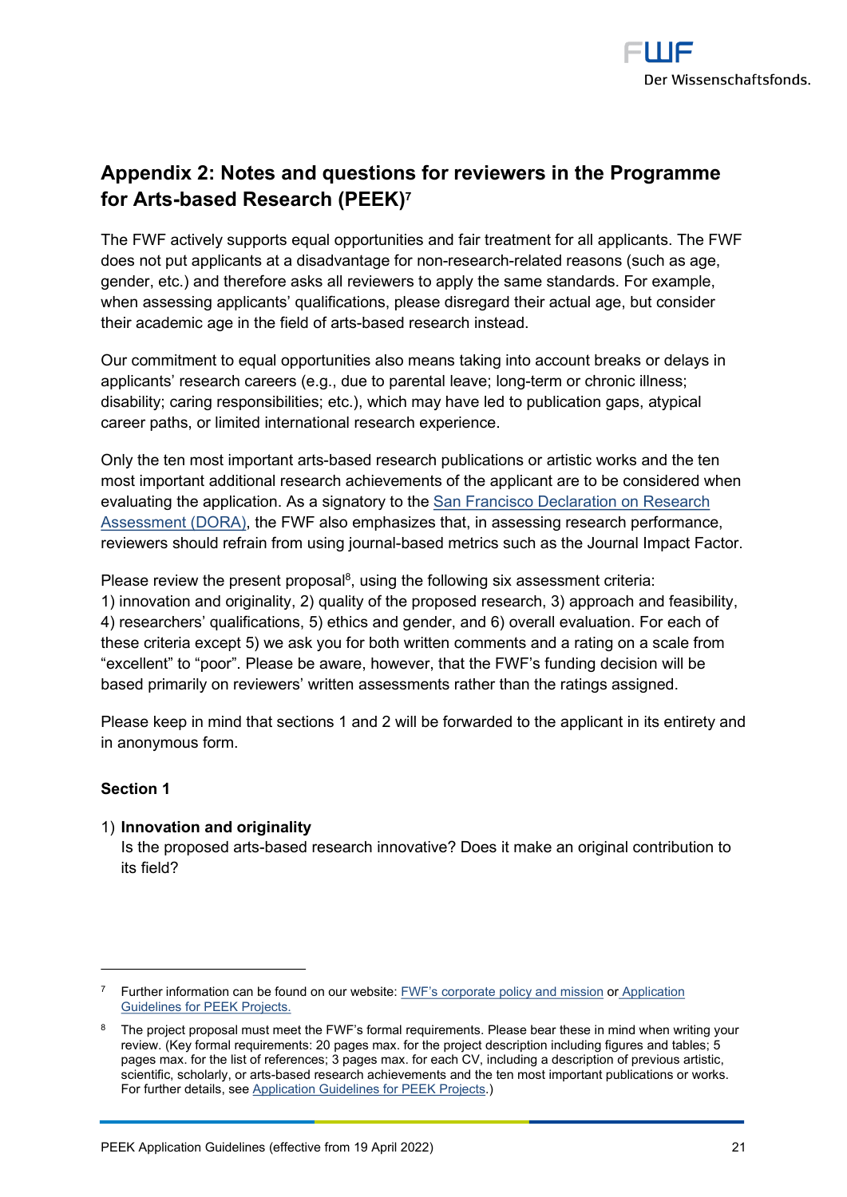## Appendix 2: Notes and questions for reviewers in the Programme for Arts-based Research (PEEK)[7]

The FWF actively supports equal opportunities and fair treatment for all applicants. The FWF does not put applicants at a disadvantage for non-research-related reasons (such as age, gender, etc.) and therefore asks all reviewers to apply the same standards. For example, when assessing applicants' qualifications, please disregard their actual age, but consider their academic age in the field of arts-based research instead.

Our commitment to equal opportunities also means taking into account breaks or delays in applicants' research careers (e.g., due to parental leave; long-term or chronic illness; disability; caring responsibilities; etc.), which may have led to publication gaps, atypical career paths, or limited international research experience.

Only the ten most important arts-based research publications or artistic works and the ten most important additional research achievements of the applicant are to be considered when evaluating the application. As a signatory to the San Francisco Declaration on Research Assessment (DORA), the FWF also emphasizes that, in assessing research performance, reviewers should refrain from using journal-based metrics such as the Journal Impact Factor.

Please review the present proposal[8], using the following six assessment criteria:
1) innovation and originality, 2) quality of the proposed research, 3) approach and feasibility, 4) researchers' qualifications, 5) ethics and gender, and 6) overall evaluation. For each of these criteria except 5) we ask you for both written comments and a rating on a scale from "excellent" to "poor". Please be aware, however, that the FWF's funding decision will be based primarily on reviewers' written assessments rather than the ratings assigned.

Please keep in mind that sections 1 and 2 will be forwarded to the applicant in its entirety and in anonymous form.

**Section 1**

1) **Innovation and originality**
   Is the proposed arts-based research innovative? Does it make an original contribution to its field?

---

[7] Further information can be found on our website: FWF's corporate policy and mission or Application Guidelines for PEEK Projects.

[8] The project proposal must meet the FWF's formal requirements. Please bear these in mind when writing your review. (Key formal requirements: 20 pages max. for the project description including figures and tables; 5 pages max. for the list of references; 3 pages max. for each CV, including a description of previous artistic, scientific, scholarly, or arts-based research achievements and the ten most important publications or works. For further details, see Application Guidelines for PEEK Projects.)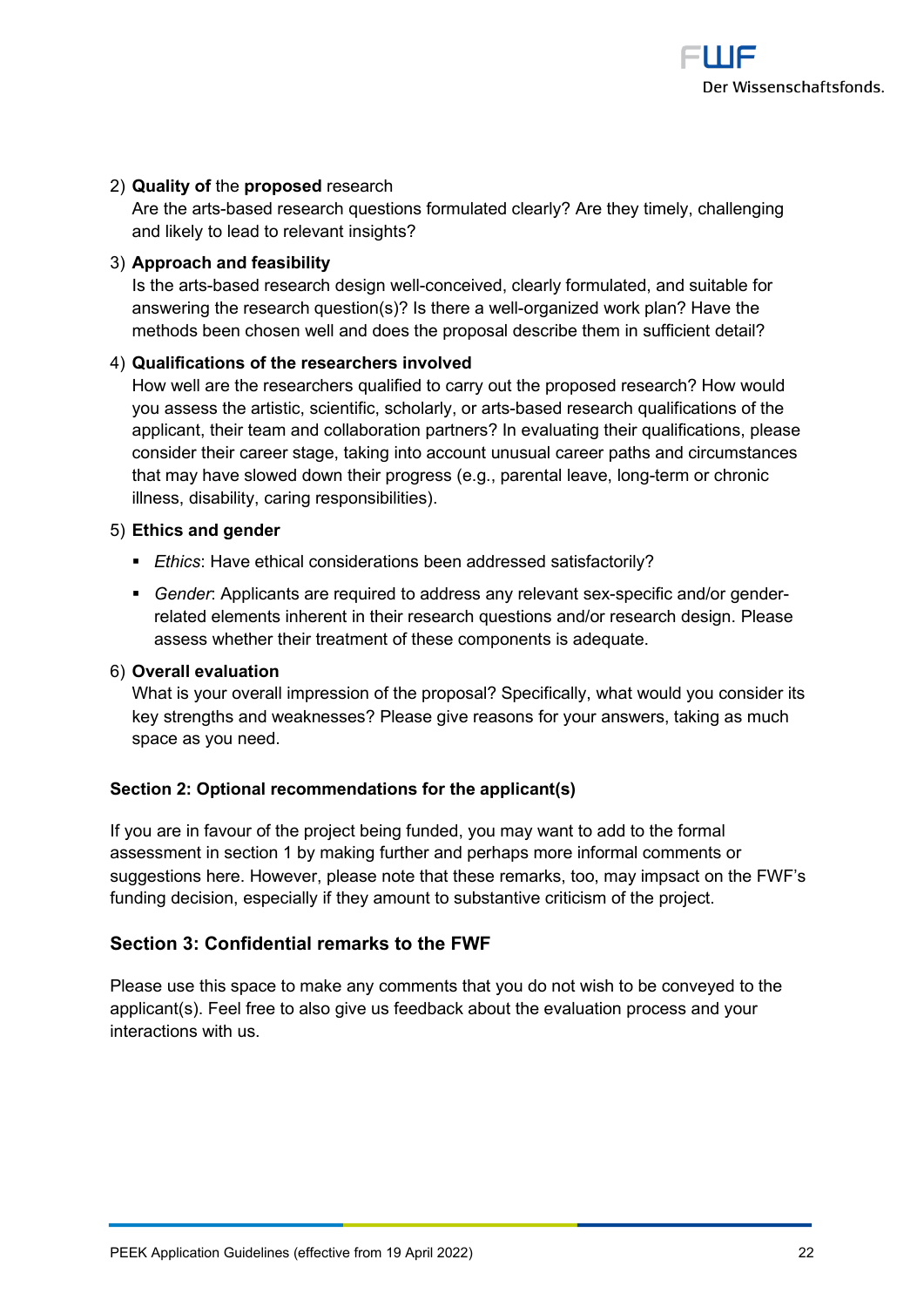2) **Quality of** the **proposed** research
   Are the arts-based research questions formulated clearly? Are they timely, challenging and likely to lead to relevant insights?

3) **Approach and feasibility**
   Is the arts-based research design well-conceived, clearly formulated, and suitable for answering the research question(s)? Is there a well-organized work plan? Have the methods been chosen well and does the proposal describe them in sufficient detail?

4) **Qualifications of the researchers involved**
   How well are the researchers qualified to carry out the proposed research? How would you assess the artistic, scientific, scholarly, or arts-based research qualifications of the applicant, their team and collaboration partners? In evaluating their qualifications, please consider their career stage, taking into account unusual career paths and circumstances that may have slowed down their progress (e.g., parental leave, long-term or chronic illness, disability, caring responsibilities).

5) **Ethics and gender**
   - *Ethics*: Have ethical considerations been addressed satisfactorily?
   - *Gender*: Applicants are required to address any relevant sex-specific and/or gender-related elements inherent in their research questions and/or research design. Please assess whether their treatment of these components is adequate.

6) **Overall evaluation**
   What is your overall impression of the proposal? Specifically, what would you consider its key strengths and weaknesses? Please give reasons for your answers, taking as much space as you need.

**Section 2: Optional recommendations for the applicant(s)**

If you are in favour of the project being funded, you may want to add to the formal assessment in section 1 by making further and perhaps more informal comments or suggestions here. However, please note that these remarks, too, may impsact on the FWF's funding decision, especially if they amount to substantive criticism of the project.

### Section 3: Confidential remarks to the FWF

Please use this space to make any comments that you do not wish to be conveyed to the applicant(s). Feel free to also give us feedback about the evaluation process and your interactions with us.